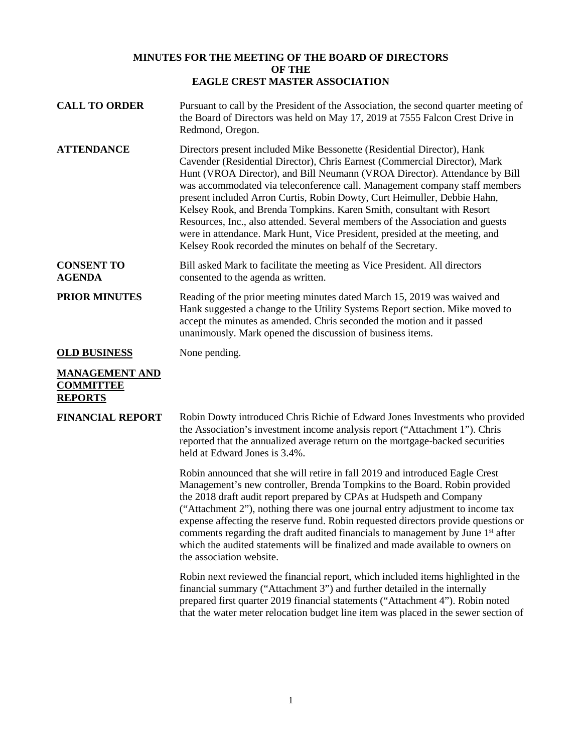# MINUTES FOR THE MEETING OF THE BOARD OF DIRECTORS OF THE EAGLE CREST MASTER ASSOCIATION

**CALL TO ORDER**

Pursuant to call by the President of the Association, the second quarter meeting of the Board of Directors was held on May 17, 2019 at 7555 Falcon Crest Drive in Redmond, Oregon.

**ATTENDANCE**

Directors present included Mike Bessonette (Residential Director), Hank Cavender (Residential Director), Chris Earnest (Commercial Director), Mark Hunt (VROA Director), and Bill Neumann (VROA Director). Attendance by Bill was accommodated via teleconference call. Management company staff members present included Arron Curtis, Robin Dowty, Curt Heimuller, Debbie Hahn, Kelsey Rook, and Brenda Tompkins. Karen Smith, consultant with Resort Resources, Inc., also attended. Several members of the Association and guests were in attendance. Mark Hunt, Vice President, presided at the meeting, and Kelsey Rook recorded the minutes on behalf of the Secretary.

**CONSENT TO AGENDA**

Bill asked Mark to facilitate the meeting as Vice President. All directors consented to the agenda as written.

**PRIOR MINUTES**

Reading of the prior meeting minutes dated March 15, 2019 was waived and Hank suggested a change to the Utility Systems Report section. Mike moved to accept the minutes as amended. Chris seconded the motion and it passed unanimously. Mark opened the discussion of business items.

**<u>OLD BUSINESS</u>**

None pending.

**<u>MANAGEMENT AND COMMITTEE REPORTS</u>**

**FINANCIAL REPORT**

Robin Dowty introduced Chris Richie of Edward Jones Investments who provided the Association's investment income analysis report ("Attachment 1"). Chris reported that the annualized average return on the mortgage-backed securities held at Edward Jones is 3.4%.

Robin announced that she will retire in fall 2019 and introduced Eagle Crest Management's new controller, Brenda Tompkins to the Board. Robin provided the 2018 draft audit report prepared by CPAs at Hudspeth and Company ("Attachment 2"), nothing there was one journal entry adjustment to income tax expense affecting the reserve fund. Robin requested directors provide questions or comments regarding the draft audited financials to management by June 1st after which the audited statements will be finalized and made available to owners on the association website.

Robin next reviewed the financial report, which included items highlighted in the financial summary ("Attachment 3") and further detailed in the internally prepared first quarter 2019 financial statements ("Attachment 4"). Robin noted that the water meter relocation budget line item was placed in the sewer section of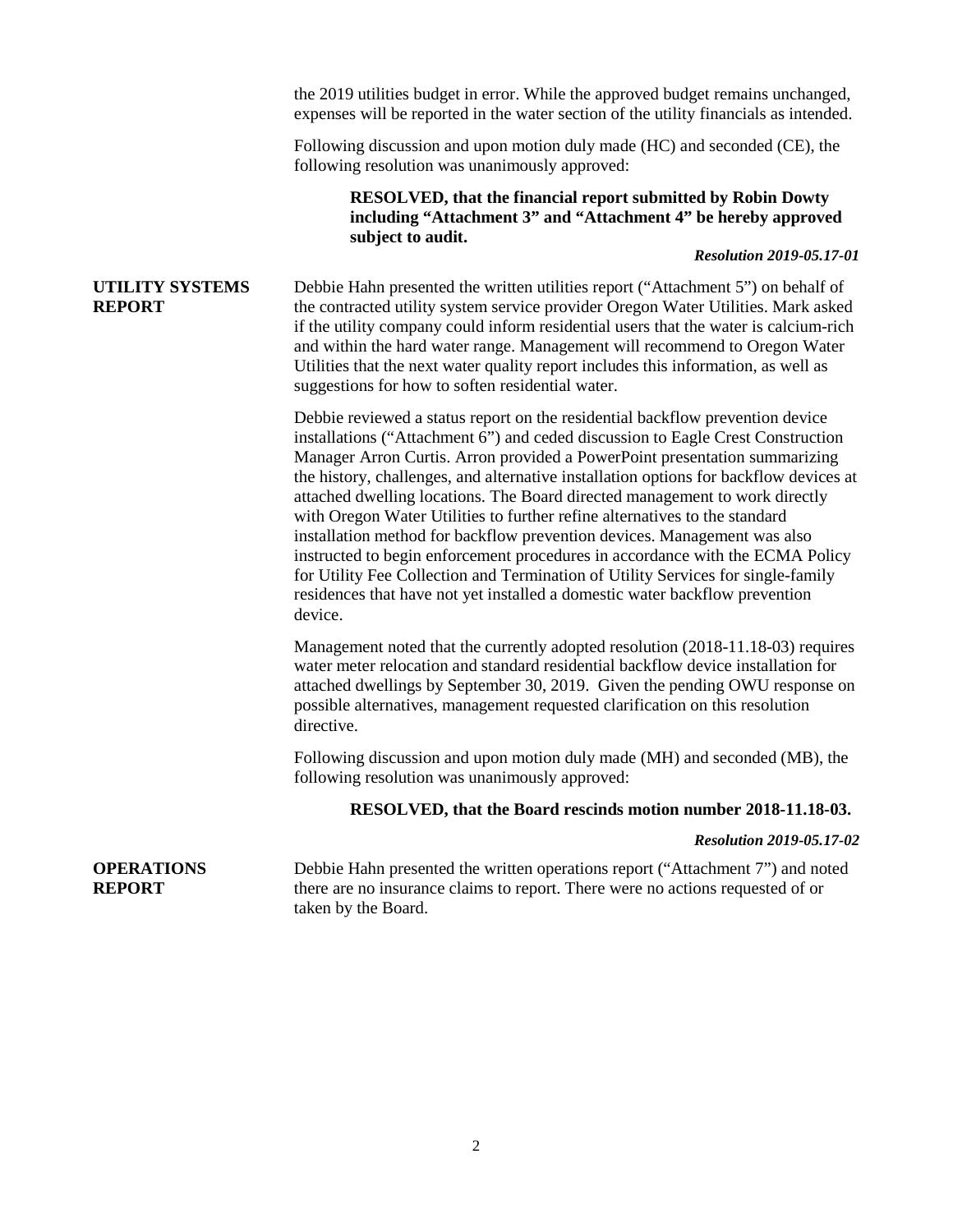the 2019 utilities budget in error. While the approved budget remains unchanged, expenses will be reported in the water section of the utility financials as intended.

Following discussion and upon motion duly made (HC) and seconded (CE), the following resolution was unanimously approved:

> **RESOLVED, that the financial report submitted by Robin Dowty including "Attachment 3" and "Attachment 4" be hereby approved subject to audit.**

***Resolution 2019-05.17-01***

## UTILITY SYSTEMS REPORT

Debbie Hahn presented the written utilities report ("Attachment 5") on behalf of the contracted utility system service provider Oregon Water Utilities. Mark asked if the utility company could inform residential users that the water is calcium-rich and within the hard water range. Management will recommend to Oregon Water Utilities that the next water quality report includes this information, as well as suggestions for how to soften residential water.

Debbie reviewed a status report on the residential backflow prevention device installations ("Attachment 6") and ceded discussion to Eagle Crest Construction Manager Arron Curtis. Arron provided a PowerPoint presentation summarizing the history, challenges, and alternative installation options for backflow devices at attached dwelling locations. The Board directed management to work directly with Oregon Water Utilities to further refine alternatives to the standard installation method for backflow prevention devices. Management was also instructed to begin enforcement procedures in accordance with the ECMA Policy for Utility Fee Collection and Termination of Utility Services for single-family residences that have not yet installed a domestic water backflow prevention device.

Management noted that the currently adopted resolution (2018-11.18-03) requires water meter relocation and standard residential backflow device installation for attached dwellings by September 30, 2019. Given the pending OWU response on possible alternatives, management requested clarification on this resolution directive.

Following discussion and upon motion duly made (MH) and seconded (MB), the following resolution was unanimously approved:

> **RESOLVED, that the Board rescinds motion number 2018-11.18-03.**

***Resolution 2019-05.17-02***

## OPERATIONS REPORT

Debbie Hahn presented the written operations report ("Attachment 7") and noted there are no insurance claims to report. There were no actions requested of or taken by the Board.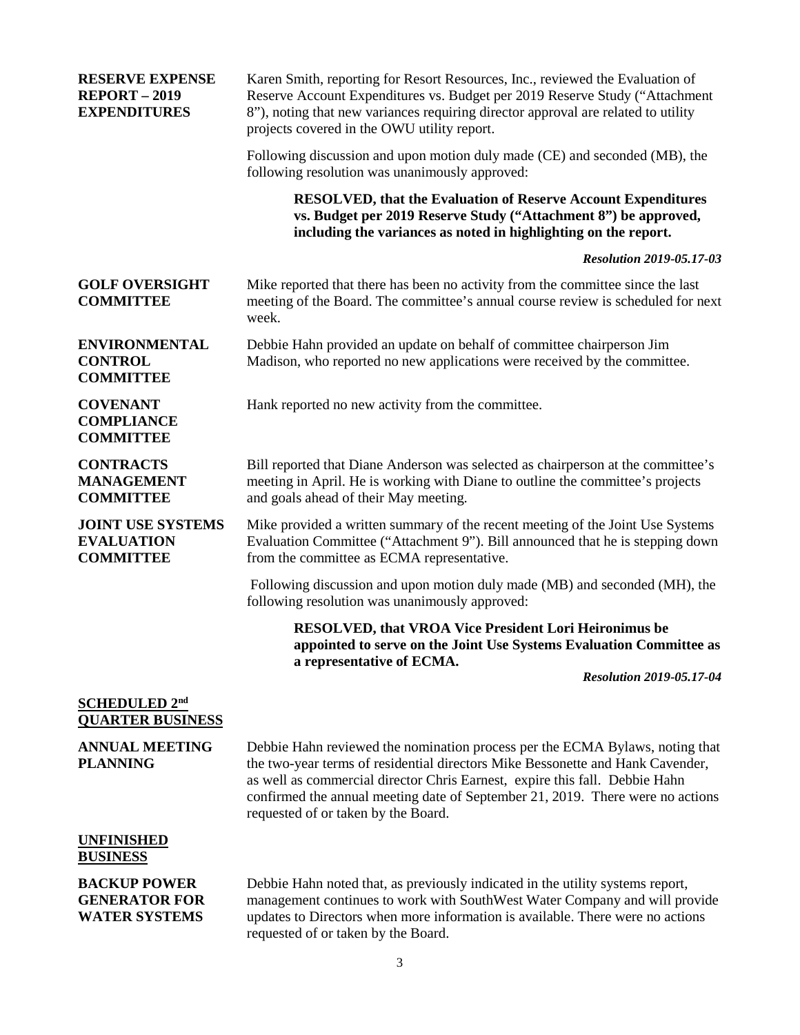**RESERVE EXPENSE REPORT – 2019 EXPENDITURES**

Karen Smith, reporting for Resort Resources, Inc., reviewed the Evaluation of Reserve Account Expenditures vs. Budget per 2019 Reserve Study ("Attachment 8"), noting that new variances requiring director approval are related to utility projects covered in the OWU utility report.

Following discussion and upon motion duly made (CE) and seconded (MB), the following resolution was unanimously approved:

> **RESOLVED, that the Evaluation of Reserve Account Expenditures vs. Budget per 2019 Reserve Study ("Attachment 8") be approved, including the variances as noted in highlighting on the report.**

***Resolution 2019-05.17-03***

**GOLF OVERSIGHT COMMITTEE**

Mike reported that there has been no activity from the committee since the last meeting of the Board. The committee's annual course review is scheduled for next week.

**ENVIRONMENTAL CONTROL COMMITTEE**

Debbie Hahn provided an update on behalf of committee chairperson Jim Madison, who reported no new applications were received by the committee.

**COVENANT COMPLIANCE COMMITTEE**

Hank reported no new activity from the committee.

**CONTRACTS MANAGEMENT COMMITTEE**

Bill reported that Diane Anderson was selected as chairperson at the committee's meeting in April. He is working with Diane to outline the committee's projects and goals ahead of their May meeting.

**JOINT USE SYSTEMS EVALUATION COMMITTEE**

Mike provided a written summary of the recent meeting of the Joint Use Systems Evaluation Committee ("Attachment 9"). Bill announced that he is stepping down from the committee as ECMA representative.

Following discussion and upon motion duly made (MB) and seconded (MH), the following resolution was unanimously approved:

> **RESOLVED, that VROA Vice President Lori Heironimus be appointed to serve on the Joint Use Systems Evaluation Committee as a representative of ECMA.**

***Resolution 2019-05.17-04***

## SCHEDULED 2nd QUARTER BUSINESS

**ANNUAL MEETING PLANNING**

Debbie Hahn reviewed the nomination process per the ECMA Bylaws, noting that the two-year terms of residential directors Mike Bessonette and Hank Cavender, as well as commercial director Chris Earnest, expire this fall. Debbie Hahn confirmed the annual meeting date of September 21, 2019. There were no actions requested of or taken by the Board.

## UNFINISHED BUSINESS

**BACKUP POWER GENERATOR FOR WATER SYSTEMS**

Debbie Hahn noted that, as previously indicated in the utility systems report, management continues to work with SouthWest Water Company and will provide updates to Directors when more information is available. There were no actions requested of or taken by the Board.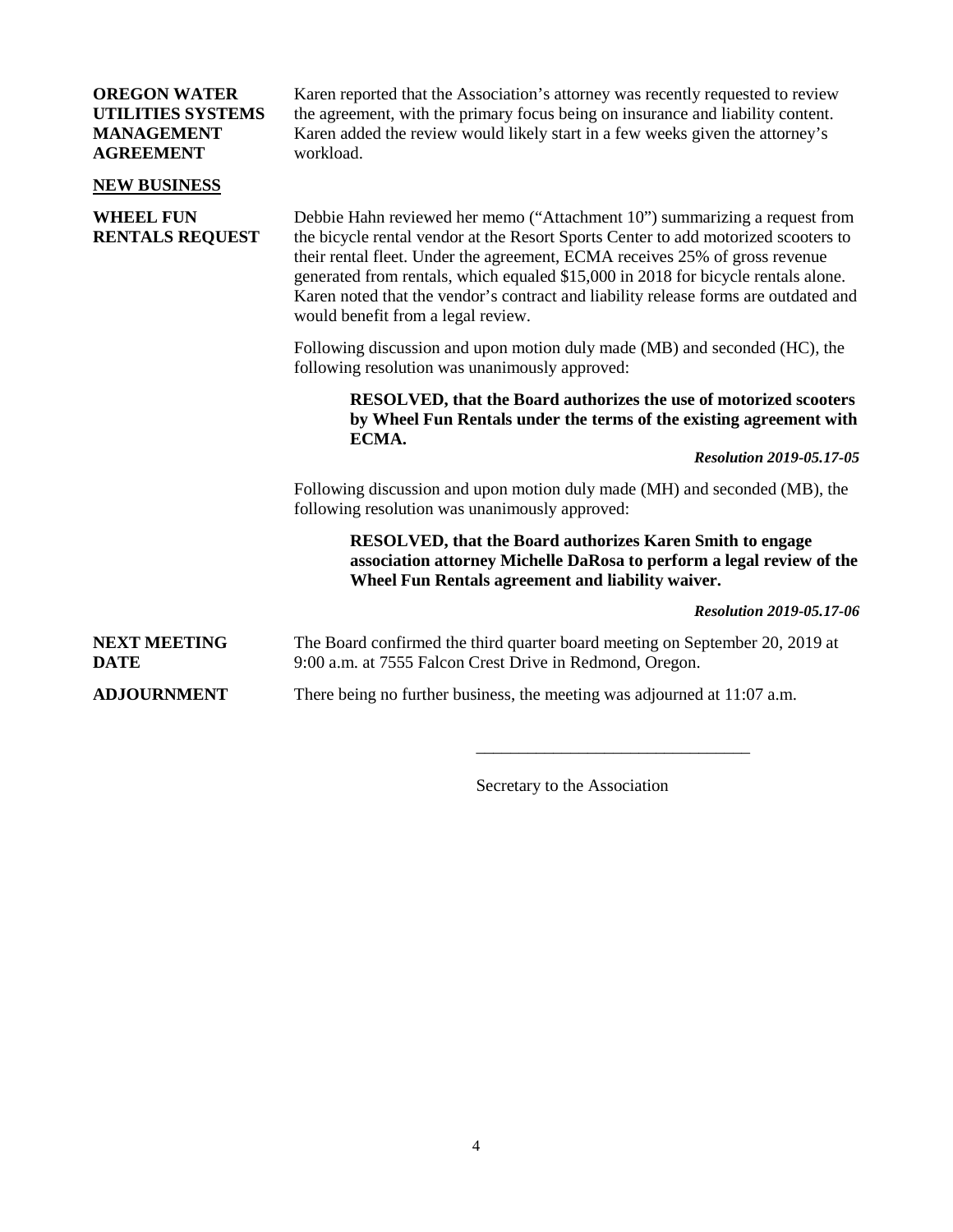**OREGON WATER UTILITIES SYSTEMS MANAGEMENT AGREEMENT**

Karen reported that the Association's attorney was recently requested to review the agreement, with the primary focus being on insurance and liability content. Karen added the review would likely start in a few weeks given the attorney's workload.

## NEW BUSINESS

**WHEEL FUN RENTALS REQUEST**

Debbie Hahn reviewed her memo ("Attachment 10") summarizing a request from the bicycle rental vendor at the Resort Sports Center to add motorized scooters to their rental fleet. Under the agreement, ECMA receives 25% of gross revenue generated from rentals, which equaled $15,000 in 2018 for bicycle rentals alone. Karen noted that the vendor's contract and liability release forms are outdated and would benefit from a legal review.

Following discussion and upon motion duly made (MB) and seconded (HC), the following resolution was unanimously approved:

> **RESOLVED, that the Board authorizes the use of motorized scooters by Wheel Fun Rentals under the terms of the existing agreement with ECMA.**
>
> ***Resolution 2019-05.17-05***

Following discussion and upon motion duly made (MH) and seconded (MB), the following resolution was unanimously approved:

> **RESOLVED, that the Board authorizes Karen Smith to engage association attorney Michelle DaRosa to perform a legal review of the Wheel Fun Rentals agreement and liability waiver.**
>
> ***Resolution 2019-05.17-06***

**NEXT MEETING DATE**

The Board confirmed the third quarter board meeting on September 20, 2019 at 9:00 a.m. at 7555 Falcon Crest Drive in Redmond, Oregon.

**ADJOURNMENT**

There being no further business, the meeting was adjourned at 11:07 a.m.

\_\_\_\_\_\_\_\_\_\_\_\_\_\_\_\_\_\_\_\_\_\_\_\_\_\_\_\_\_\_\_\_

Secretary to the Association